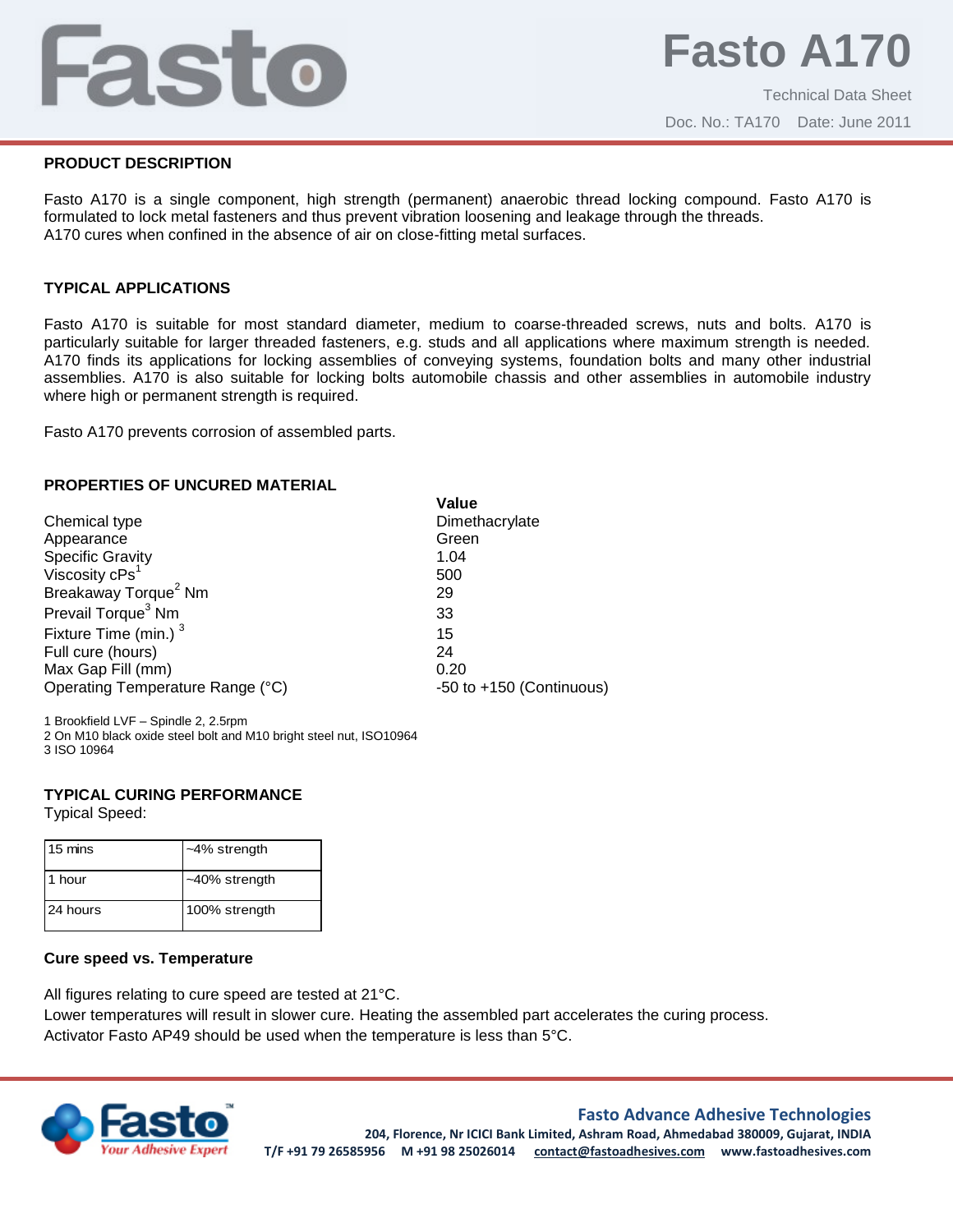# Fasto A170

Technical Data Sheet

Doc. No.: TA170 Date: June 2011

## PRODUCT DESCRIPTION

Fasto A170 is a single component, high strength (permanent) anaerobic thread locking compound. Fasto A170 is formulated to lock metal fasteners and thus prevent vibration loosening and leakage through the threads.
A170 cures when confined in the absence of air on close-fitting metal surfaces.

## TYPICAL APPLICATIONS

Fasto A170 is suitable for most standard diameter, medium to coarse-threaded screws, nuts and bolts. A170 is particularly suitable for larger threaded fasteners, e.g. studs and all applications where maximum strength is needed. A170 finds its applications for locking assemblies of conveying systems, foundation bolts and many other industrial assemblies. A170 is also suitable for locking bolts automobile chassis and other assemblies in automobile industry where high or permanent strength is required.

Fasto A170 prevents corrosion of assembled parts.

## PROPERTIES OF UNCURED MATERIAL

| | **Value** |
|---|---|
| Chemical type | Dimethacrylate |
| Appearance | Green |
| Specific Gravity | 1.04 |
| Viscosity cPs[1] | 500 |
| Breakaway Torque[2] Nm | 29 |
| Prevail Torque[3] Nm | 33 |
| Fixture Time (min.) [3] | 15 |
| Full cure (hours) | 24 |
| Max Gap Fill (mm) | 0.20 |
| Operating Temperature Range (°C) | -50 to +150 (Continuous) |

1 Brookfield LVF – Spindle 2, 2.5rpm
2 On M10 black oxide steel bolt and M10 bright steel nut, ISO10964
3 ISO 10964

## TYPICAL CURING PERFORMANCE

Typical Speed:

| | |
|---|---|
| 15 mins | ~4% strength |
| 1 hour | ~40% strength |
| 24 hours | 100% strength |

### Cure speed vs. Temperature

All figures relating to cure speed are tested at 21°C.
Lower temperatures will result in slower cure. Heating the assembled part accelerates the curing process.
Activator Fasto AP49 should be used when the temperature is less than 5°C.

**Fasto Advance Adhesive Technologies**
**204, Florence, Nr ICICI Bank Limited, Ashram Road, Ahmedabad 380009, Gujarat, INDIA**
**T/F +91 79 26585956 M +91 98 25026014 contact@fastoadhesives.com www.fastoadhesives.com**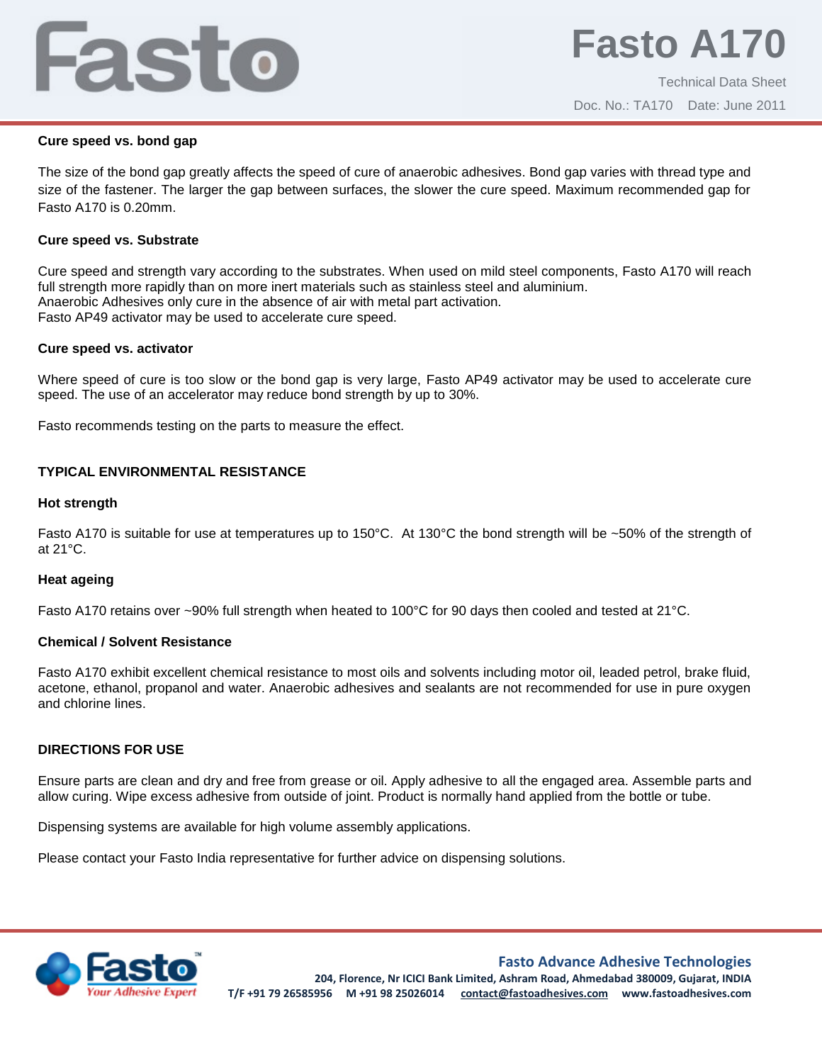**Cure speed vs. bond gap**

The size of the bond gap greatly affects the speed of cure of anaerobic adhesives. Bond gap varies with thread type and size of the fastener. The larger the gap between surfaces, the slower the cure speed. Maximum recommended gap for Fasto A170 is 0.20mm.

**Cure speed vs. Substrate**

Cure speed and strength vary according to the substrates. When used on mild steel components, Fasto A170 will reach full strength more rapidly than on more inert materials such as stainless steel and aluminium.
Anaerobic Adhesives only cure in the absence of air with metal part activation.
Fasto AP49 activator may be used to accelerate cure speed.

**Cure speed vs. activator**

Where speed of cure is too slow or the bond gap is very large, Fasto AP49 activator may be used to accelerate cure speed. The use of an accelerator may reduce bond strength by up to 30%.

Fasto recommends testing on the parts to measure the effect.

## TYPICAL ENVIRONMENTAL RESISTANCE

**Hot strength**

Fasto A170 is suitable for use at temperatures up to 150°C. At 130°C the bond strength will be ~50% of the strength of at 21°C.

**Heat ageing**

Fasto A170 retains over ~90% full strength when heated to 100°C for 90 days then cooled and tested at 21°C.

**Chemical / Solvent Resistance**

Fasto A170 exhibit excellent chemical resistance to most oils and solvents including motor oil, leaded petrol, brake fluid, acetone, ethanol, propanol and water. Anaerobic adhesives and sealants are not recommended for use in pure oxygen and chlorine lines.

## DIRECTIONS FOR USE

Ensure parts are clean and dry and free from grease or oil. Apply adhesive to all the engaged area. Assemble parts and allow curing. Wipe excess adhesive from outside of joint. Product is normally hand applied from the bottle or tube.

Dispensing systems are available for high volume assembly applications.

Please contact your Fasto India representative for further advice on dispensing solutions.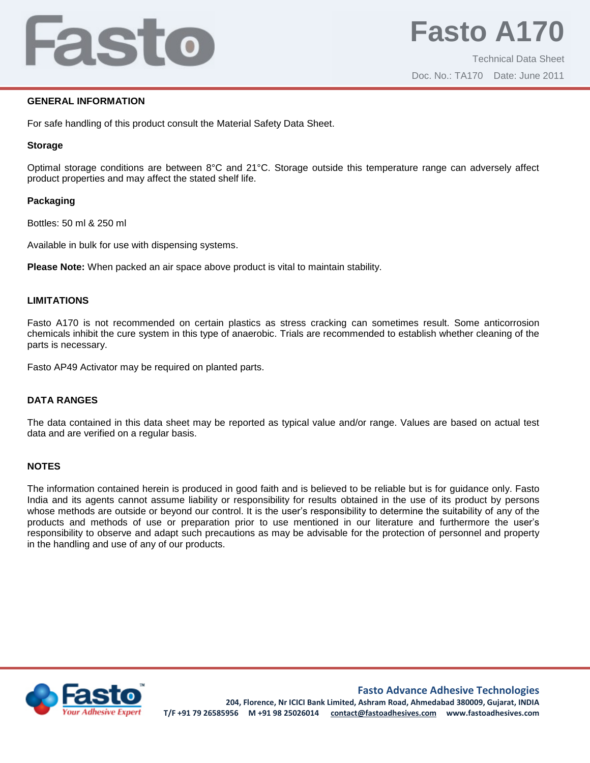## GENERAL INFORMATION

For safe handling of this product consult the Material Safety Data Sheet.

### Storage

Optimal storage conditions are between 8°C and 21°C. Storage outside this temperature range can adversely affect product properties and may affect the stated shelf life.

### Packaging

Bottles: 50 ml & 250 ml

Available in bulk for use with dispensing systems.

**Please Note:** When packed an air space above product is vital to maintain stability.

## LIMITATIONS

Fasto A170 is not recommended on certain plastics as stress cracking can sometimes result. Some anticorrosion chemicals inhibit the cure system in this type of anaerobic. Trials are recommended to establish whether cleaning of the parts is necessary.

Fasto AP49 Activator may be required on planted parts.

## DATA RANGES

The data contained in this data sheet may be reported as typical value and/or range. Values are based on actual test data and are verified on a regular basis.

## NOTES

The information contained herein is produced in good faith and is believed to be reliable but is for guidance only. Fasto India and its agents cannot assume liability or responsibility for results obtained in the use of its product by persons whose methods are outside or beyond our control. It is the user's responsibility to determine the suitability of any of the products and methods of use or preparation prior to use mentioned in our literature and furthermore the user's responsibility to observe and adapt such precautions as may be advisable for the protection of personnel and property in the handling and use of any of our products.